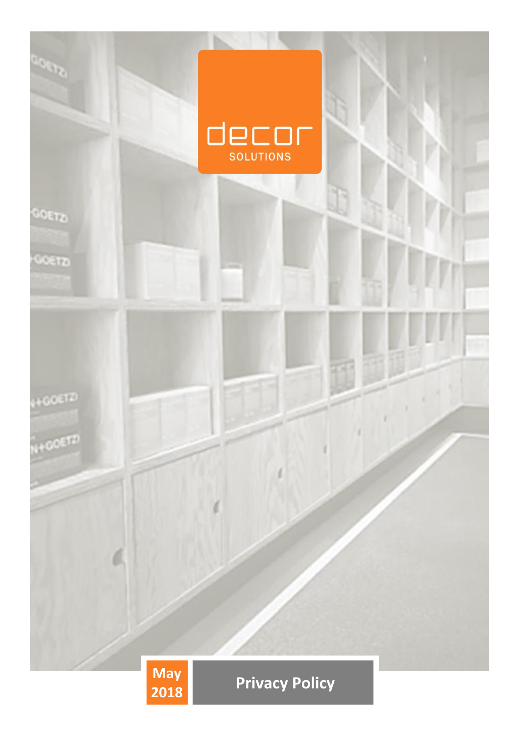decor SOLUTIONS

May 2018

# Privacy Policy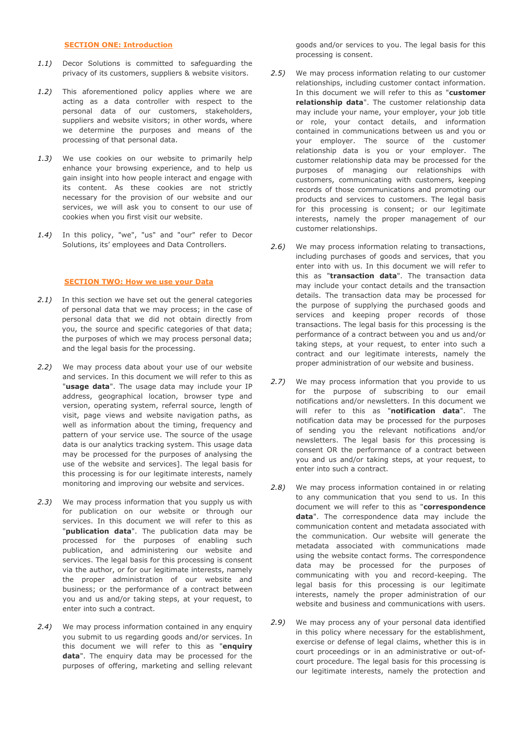## SECTION ONE: Introduction

*1.1)* Decor Solutions is committed to safeguarding the privacy of its customers, suppliers & website visitors.

*1.2)* This aforementioned policy applies where we are acting as a data controller with respect to the personal data of our customers, stakeholders, suppliers and website visitors; in other words, where we determine the purposes and means of the processing of that personal data.

*1.3)* We use cookies on our website to primarily help enhance your browsing experience, and to help us gain insight into how people interact and engage with its content. As these cookies are not strictly necessary for the provision of our website and our services, we will ask you to consent to our use of cookies when you first visit our website.

*1.4)* In this policy, "we", "us" and "our" refer to Decor Solutions, its' employees and Data Controllers.

## SECTION TWO: How we use your Data

*2.1)* In this section we have set out the general categories of personal data that we may process; in the case of personal data that we did not obtain directly from you, the source and specific categories of that data; the purposes of which we may process personal data; and the legal basis for the processing.

*2.2)* We may process data about your use of our website and services. In this document we will refer to this as "**usage data**". The usage data may include your IP address, geographical location, browser type and version, operating system, referral source, length of visit, page views and website navigation paths, as well as information about the timing, frequency and pattern of your service use. The source of the usage data is our analytics tracking system. This usage data may be processed for the purposes of analysing the use of the website and services]. The legal basis for this processing is for our legitimate interests, namely monitoring and improving our website and services.

*2.3)* We may process information that you supply us with for publication on our website or through our services. In this document we will refer to this as "**publication data**". The publication data may be processed for the purposes of enabling such publication, and administering our website and services. The legal basis for this processing is consent via the author, or for our legitimate interests, namely the proper administration of our website and business; or the performance of a contract between you and us and/or taking steps, at your request, to enter into such a contract.

*2.4)* We may process information contained in any enquiry you submit to us regarding goods and/or services. In this document we will refer to this as "**enquiry data**". The enquiry data may be processed for the purposes of offering, marketing and selling relevant goods and/or services to you. The legal basis for this processing is consent.

*2.5)* We may process information relating to our customer relationships, including customer contact information. In this document we will refer to this as "**customer relationship data**". The customer relationship data may include your name, your employer, your job title or role, your contact details, and information contained in communications between us and you or your employer. The source of the customer relationship data is you or your employer. The customer relationship data may be processed for the purposes of managing our relationships with customers, communicating with customers, keeping records of those communications and promoting our products and services to customers. The legal basis for this processing is consent; or our legitimate interests, namely the proper management of our customer relationships.

*2.6)* We may process information relating to transactions, including purchases of goods and services, that you enter into with us. In this document we will refer to this as "**transaction data**". The transaction data may include your contact details and the transaction details. The transaction data may be processed for the purpose of supplying the purchased goods and services and keeping proper records of those transactions. The legal basis for this processing is the performance of a contract between you and us and/or taking steps, at your request, to enter into such a contract and our legitimate interests, namely the proper administration of our website and business.

*2.7)* We may process information that you provide to us for the purpose of subscribing to our email notifications and/or newsletters. In this document we will refer to this as "**notification data**". The notification data may be processed for the purposes of sending you the relevant notifications and/or newsletters. The legal basis for this processing is consent OR the performance of a contract between you and us and/or taking steps, at your request, to enter into such a contract.

*2.8)* We may process information contained in or relating to any communication that you send to us. In this document we will refer to this as "**correspondence data**". The correspondence data may include the communication content and metadata associated with the communication. Our website will generate the metadata associated with communications made using the website contact forms. The correspondence data may be processed for the purposes of communicating with you and record-keeping. The legal basis for this processing is our legitimate interests, namely the proper administration of our website and business and communications with users.

*2.9)* We may process any of your personal data identified in this policy where necessary for the establishment, exercise or defense of legal claims, whether this is in court proceedings or in an administrative or out-of-court procedure. The legal basis for this processing is our legitimate interests, namely the protection and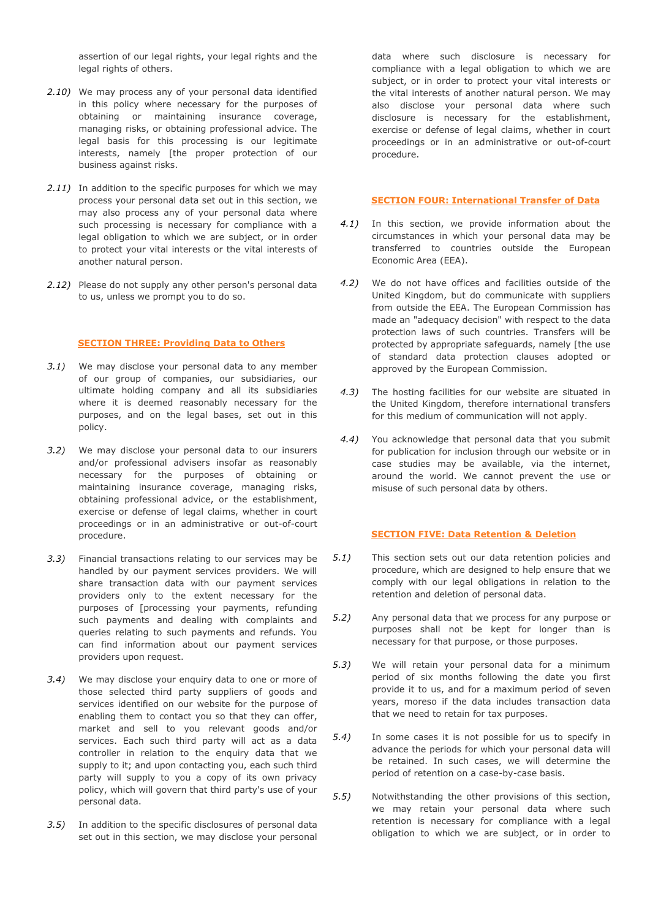assertion of our legal rights, your legal rights and the legal rights of others.

*2.10)* We may process any of your personal data identified in this policy where necessary for the purposes of obtaining or maintaining insurance coverage, managing risks, or obtaining professional advice. The legal basis for this processing is our legitimate interests, namely [the proper protection of our business against risks.

*2.11)* In addition to the specific purposes for which we may process your personal data set out in this section, we may also process any of your personal data where such processing is necessary for compliance with a legal obligation to which we are subject, or in order to protect your vital interests or the vital interests of another natural person.

*2.12)* Please do not supply any other person's personal data to us, unless we prompt you to do so.

## SECTION THREE: Providing Data to Others

*3.1)* We may disclose your personal data to any member of our group of companies, our subsidiaries, our ultimate holding company and all its subsidiaries where it is deemed reasonably necessary for the purposes, and on the legal bases, set out in this policy.

*3.2)* We may disclose your personal data to our insurers and/or professional advisers insofar as reasonably necessary for the purposes of obtaining or maintaining insurance coverage, managing risks, obtaining professional advice, or the establishment, exercise or defense of legal claims, whether in court proceedings or in an administrative or out-of-court procedure.

*3.3)* Financial transactions relating to our services may be handled by our payment services providers. We will share transaction data with our payment services providers only to the extent necessary for the purposes of [processing your payments, refunding such payments and dealing with complaints and queries relating to such payments and refunds. You can find information about our payment services providers upon request.

*3.4)* We may disclose your enquiry data to one or more of those selected third party suppliers of goods and services identified on our website for the purpose of enabling them to contact you so that they can offer, market and sell to you relevant goods and/or services. Each such third party will act as a data controller in relation to the enquiry data that we supply to it; and upon contacting you, each such third party will supply to you a copy of its own privacy policy, which will govern that third party's use of your personal data.

*3.5)* In addition to the specific disclosures of personal data set out in this section, we may disclose your personal data where such disclosure is necessary for compliance with a legal obligation to which we are subject, or in order to protect your vital interests or the vital interests of another natural person. We may also disclose your personal data where such disclosure is necessary for the establishment, exercise or defense of legal claims, whether in court proceedings or in an administrative or out-of-court procedure.

## SECTION FOUR: International Transfer of Data

*4.1)* In this section, we provide information about the circumstances in which your personal data may be transferred to countries outside the European Economic Area (EEA).

*4.2)* We do not have offices and facilities outside of the United Kingdom, but do communicate with suppliers from outside the EEA. The European Commission has made an "adequacy decision" with respect to the data protection laws of such countries. Transfers will be protected by appropriate safeguards, namely [the use of standard data protection clauses adopted or approved by the European Commission.

*4.3)* The hosting facilities for our website are situated in the United Kingdom, therefore international transfers for this medium of communication will not apply.

*4.4)* You acknowledge that personal data that you submit for publication for inclusion through our website or in case studies may be available, via the internet, around the world. We cannot prevent the use or misuse of such personal data by others.

## SECTION FIVE: Data Retention & Deletion

*5.1)* This section sets out our data retention policies and procedure, which are designed to help ensure that we comply with our legal obligations in relation to the retention and deletion of personal data.

*5.2)* Any personal data that we process for any purpose or purposes shall not be kept for longer than is necessary for that purpose, or those purposes.

*5.3)* We will retain your personal data for a minimum period of six months following the date you first provide it to us, and for a maximum period of seven years, moreso if the data includes transaction data that we need to retain for tax purposes.

*5.4)* In some cases it is not possible for us to specify in advance the periods for which your personal data will be retained. In such cases, we will determine the period of retention on a case-by-case basis.

*5.5)* Notwithstanding the other provisions of this section, we may retain your personal data where such retention is necessary for compliance with a legal obligation to which we are subject, or in order to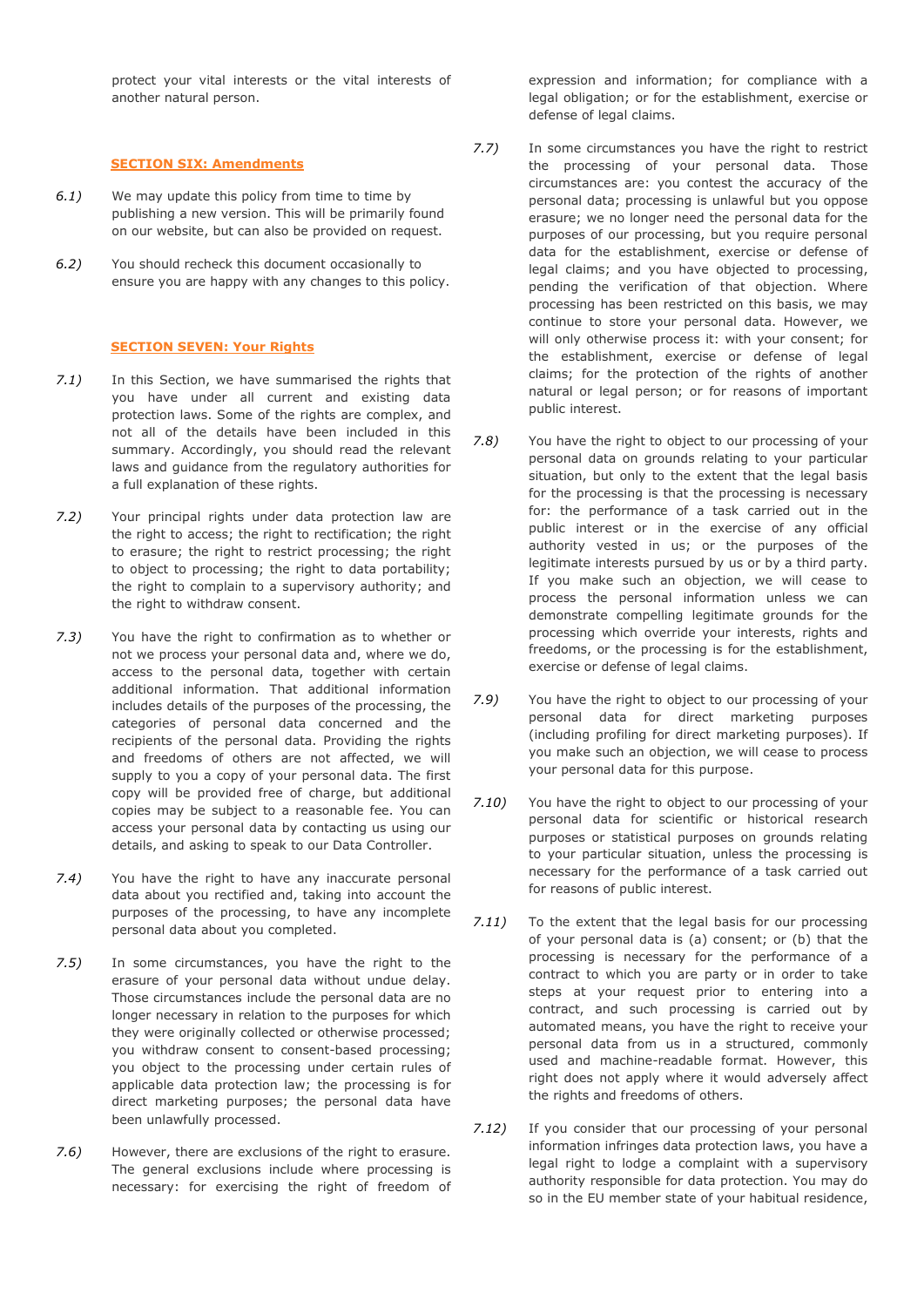protect your vital interests or the vital interests of another natural person.

## SECTION SIX: Amendments

*6.1)* We may update this policy from time to time by publishing a new version. This will be primarily found on our website, but can also be provided on request.

*6.2)* You should recheck this document occasionally to ensure you are happy with any changes to this policy.

## SECTION SEVEN: Your Rights

*7.1)* In this Section, we have summarised the rights that you have under all current and existing data protection laws. Some of the rights are complex, and not all of the details have been included in this summary. Accordingly, you should read the relevant laws and guidance from the regulatory authorities for a full explanation of these rights.

*7.2)* Your principal rights under data protection law are the right to access; the right to rectification; the right to erasure; the right to restrict processing; the right to object to processing; the right to data portability; the right to complain to a supervisory authority; and the right to withdraw consent.

*7.3)* You have the right to confirmation as to whether or not we process your personal data and, where we do, access to the personal data, together with certain additional information. That additional information includes details of the purposes of the processing, the categories of personal data concerned and the recipients of the personal data. Providing the rights and freedoms of others are not affected, we will supply to you a copy of your personal data. The first copy will be provided free of charge, but additional copies may be subject to a reasonable fee. You can access your personal data by contacting us using our details, and asking to speak to our Data Controller.

*7.4)* You have the right to have any inaccurate personal data about you rectified and, taking into account the purposes of the processing, to have any incomplete personal data about you completed.

*7.5)* In some circumstances, you have the right to the erasure of your personal data without undue delay. Those circumstances include the personal data are no longer necessary in relation to the purposes for which they were originally collected or otherwise processed; you withdraw consent to consent-based processing; you object to the processing under certain rules of applicable data protection law; the processing is for direct marketing purposes; the personal data have been unlawfully processed.

*7.6)* However, there are exclusions of the right to erasure. The general exclusions include where processing is necessary: for exercising the right of freedom of expression and information; for compliance with a legal obligation; or for the establishment, exercise or defense of legal claims.

*7.7)* In some circumstances you have the right to restrict the processing of your personal data. Those circumstances are: you contest the accuracy of the personal data; processing is unlawful but you oppose erasure; we no longer need the personal data for the purposes of our processing, but you require personal data for the establishment, exercise or defense of legal claims; and you have objected to processing, pending the verification of that objection. Where processing has been restricted on this basis, we may continue to store your personal data. However, we will only otherwise process it: with your consent; for the establishment, exercise or defense of legal claims; for the protection of the rights of another natural or legal person; or for reasons of important public interest.

*7.8)* You have the right to object to our processing of your personal data on grounds relating to your particular situation, but only to the extent that the legal basis for the processing is that the processing is necessary for: the performance of a task carried out in the public interest or in the exercise of any official authority vested in us; or the purposes of the legitimate interests pursued by us or by a third party. If you make such an objection, we will cease to process the personal information unless we can demonstrate compelling legitimate grounds for the processing which override your interests, rights and freedoms, or the processing is for the establishment, exercise or defense of legal claims.

*7.9)* You have the right to object to our processing of your personal data for direct marketing purposes (including profiling for direct marketing purposes). If you make such an objection, we will cease to process your personal data for this purpose.

*7.10)* You have the right to object to our processing of your personal data for scientific or historical research purposes or statistical purposes on grounds relating to your particular situation, unless the processing is necessary for the performance of a task carried out for reasons of public interest.

*7.11)* To the extent that the legal basis for our processing of your personal data is (a) consent; or (b) that the processing is necessary for the performance of a contract to which you are party or in order to take steps at your request prior to entering into a contract, and such processing is carried out by automated means, you have the right to receive your personal data from us in a structured, commonly used and machine-readable format. However, this right does not apply where it would adversely affect the rights and freedoms of others.

*7.12)* If you consider that our processing of your personal information infringes data protection laws, you have a legal right to lodge a complaint with a supervisory authority responsible for data protection. You may do so in the EU member state of your habitual residence,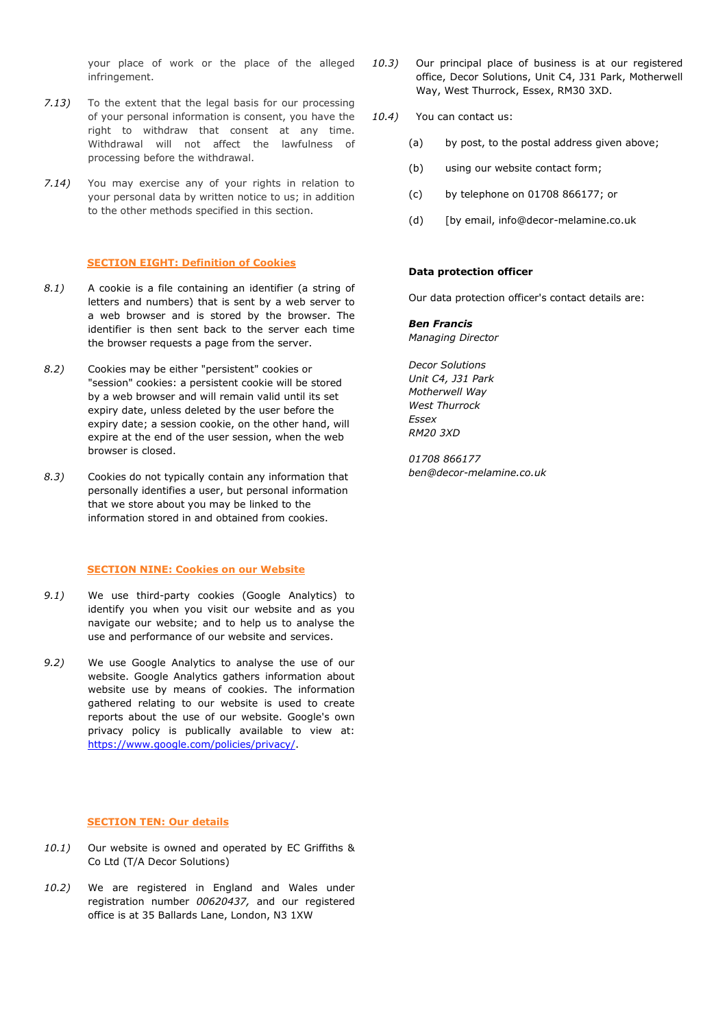your place of work or the place of the alleged infringement.

*7.13)* To the extent that the legal basis for our processing of your personal information is consent, you have the right to withdraw that consent at any time. Withdrawal will not affect the lawfulness of processing before the withdrawal.

*7.14)* You may exercise any of your rights in relation to your personal data by written notice to us; in addition to the other methods specified in this section.

## SECTION EIGHT: Definition of Cookies

*8.1)* A cookie is a file containing an identifier (a string of letters and numbers) that is sent by a web server to a web browser and is stored by the browser. The identifier is then sent back to the server each time the browser requests a page from the server.

*8.2)* Cookies may be either "persistent" cookies or "session" cookies: a persistent cookie will be stored by a web browser and will remain valid until its set expiry date, unless deleted by the user before the expiry date; a session cookie, on the other hand, will expire at the end of the user session, when the web browser is closed.

*8.3)* Cookies do not typically contain any information that personally identifies a user, but personal information that we store about you may be linked to the information stored in and obtained from cookies.

## SECTION NINE: Cookies on our Website

*9.1)* We use third-party cookies (Google Analytics) to identify you when you visit our website and as you navigate our website; and to help us to analyse the use and performance of our website and services.

*9.2)* We use Google Analytics to analyse the use of our website. Google Analytics gathers information about website use by means of cookies. The information gathered relating to our website is used to create reports about the use of our website. Google's own privacy policy is publically available to view at: https://www.google.com/policies/privacy/.

## SECTION TEN: Our details

*10.1)* Our website is owned and operated by EC Griffiths & Co Ltd (T/A Decor Solutions)

*10.2)* We are registered in England and Wales under registration number *00620437,* and our registered office is at 35 Ballards Lane, London, N3 1XW

*10.3)* Our principal place of business is at our registered office, Decor Solutions, Unit C4, J31 Park, Motherwell Way, West Thurrock, Essex, RM30 3XD.

*10.4)* You can contact us:

(a) by post, to the postal address given above;

(b) using our website contact form;

(c) by telephone on 01708 866177; or

(d) [by email, info@decor-melamine.co.uk

**Data protection officer**

Our data protection officer's contact details are:

***Ben Francis***
*Managing Director*

*Decor Solutions*
*Unit C4, J31 Park*
*Motherwell Way*
*West Thurrock*
*Essex*
*RM20 3XD*

*01708 866177*
*ben@decor-melamine.co.uk*